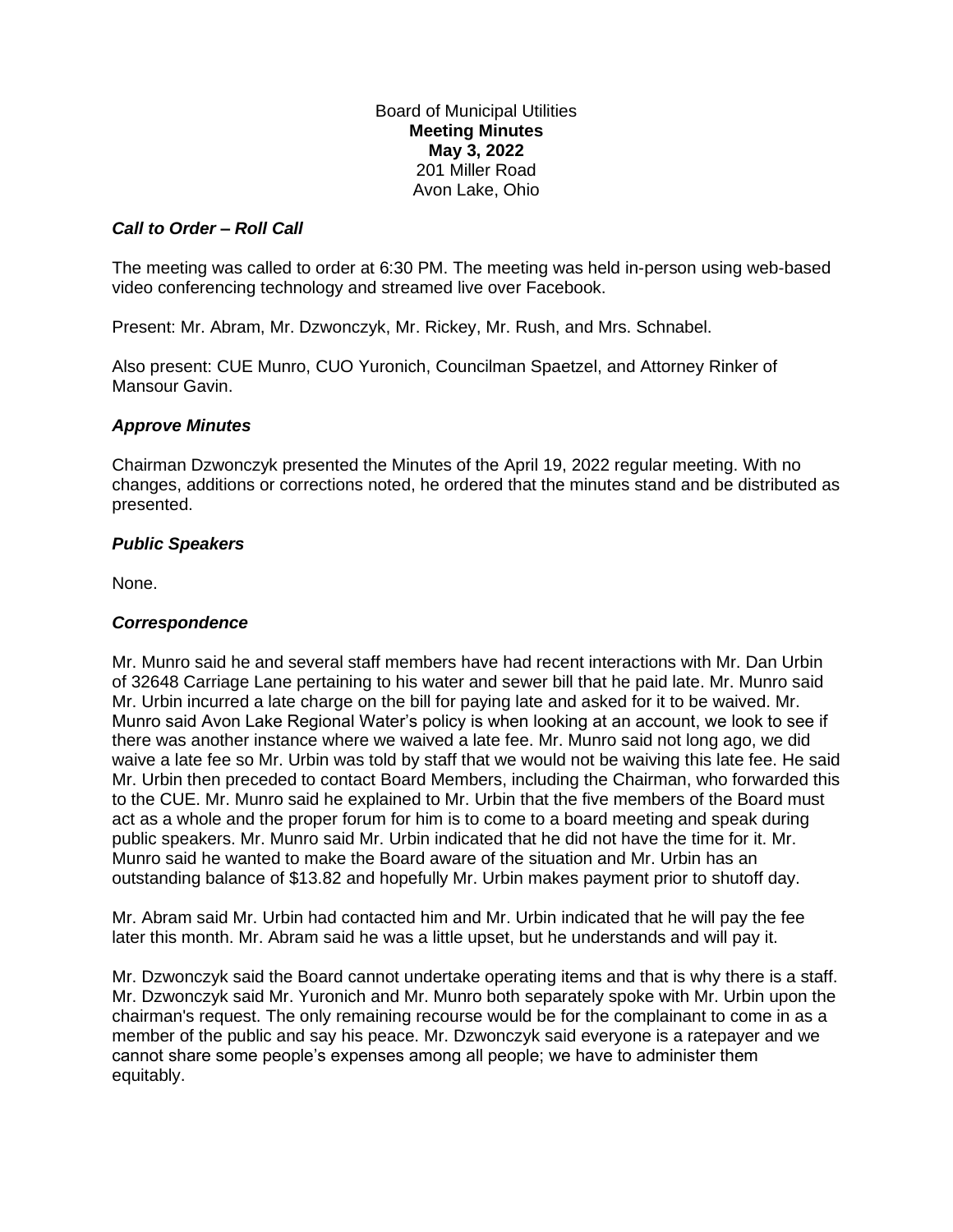Board of Municipal Utilities
**Meeting Minutes**
**May 3, 2022**
201 Miller Road
Avon Lake, Ohio

***Call to Order – Roll Call***

The meeting was called to order at 6:30 PM. The meeting was held in-person using web-based video conferencing technology and streamed live over Facebook.

Present: Mr. Abram, Mr. Dzwonczyk, Mr. Rickey, Mr. Rush, and Mrs. Schnabel.

Also present: CUE Munro, CUO Yuronich, Councilman Spaetzel, and Attorney Rinker of Mansour Gavin.

***Approve Minutes***

Chairman Dzwonczyk presented the Minutes of the April 19, 2022 regular meeting. With no changes, additions or corrections noted, he ordered that the minutes stand and be distributed as presented.

***Public Speakers***

None.

***Correspondence***

Mr. Munro said he and several staff members have had recent interactions with Mr. Dan Urbin of 32648 Carriage Lane pertaining to his water and sewer bill that he paid late. Mr. Munro said Mr. Urbin incurred a late charge on the bill for paying late and asked for it to be waived. Mr. Munro said Avon Lake Regional Water's policy is when looking at an account, we look to see if there was another instance where we waived a late fee. Mr. Munro said not long ago, we did waive a late fee so Mr. Urbin was told by staff that we would not be waiving this late fee. He said Mr. Urbin then preceded to contact Board Members, including the Chairman, who forwarded this to the CUE. Mr. Munro said he explained to Mr. Urbin that the five members of the Board must act as a whole and the proper forum for him is to come to a board meeting and speak during public speakers. Mr. Munro said Mr. Urbin indicated that he did not have the time for it. Mr. Munro said he wanted to make the Board aware of the situation and Mr. Urbin has an outstanding balance of $13.82 and hopefully Mr. Urbin makes payment prior to shutoff day.

Mr. Abram said Mr. Urbin had contacted him and Mr. Urbin indicated that he will pay the fee later this month. Mr. Abram said he was a little upset, but he understands and will pay it.

Mr. Dzwonczyk said the Board cannot undertake operating items and that is why there is a staff. Mr. Dzwonczyk said Mr. Yuronich and Mr. Munro both separately spoke with Mr. Urbin upon the chairman's request. The only remaining recourse would be for the complainant to come in as a member of the public and say his peace. Mr. Dzwonczyk said everyone is a ratepayer and we cannot share some people's expenses among all people; we have to administer them equitably.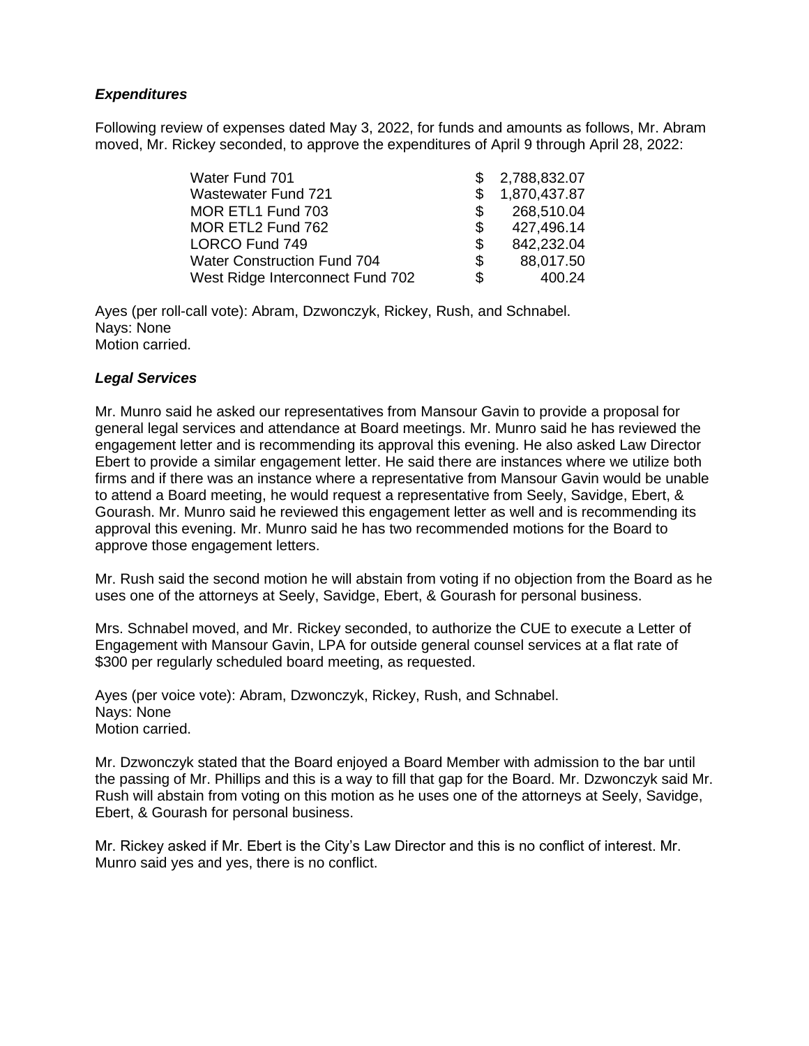### *Expenditures*

Following review of expenses dated May 3, 2022, for funds and amounts as follows, Mr. Abram moved, Mr. Rickey seconded, to approve the expenditures of April 9 through April 28, 2022:

| | |
|---|---|
| Water Fund 701 | $ 2,788,832.07 |
| Wastewater Fund 721 | $ 1,870,437.87 |
| MOR ETL1 Fund 703 | $ 268,510.04 |
| MOR ETL2 Fund 762 | $ 427,496.14 |
| LORCO Fund 749 | $ 842,232.04 |
| Water Construction Fund 704 | $ 88,017.50 |
| West Ridge Interconnect Fund 702 | $ 400.24 |

Ayes (per roll-call vote): Abram, Dzwonczyk, Rickey, Rush, and Schnabel.
Nays: None
Motion carried.

### *Legal Services*

Mr. Munro said he asked our representatives from Mansour Gavin to provide a proposal for general legal services and attendance at Board meetings. Mr. Munro said he has reviewed the engagement letter and is recommending its approval this evening. He also asked Law Director Ebert to provide a similar engagement letter. He said there are instances where we utilize both firms and if there was an instance where a representative from Mansour Gavin would be unable to attend a Board meeting, he would request a representative from Seely, Savidge, Ebert, & Gourash. Mr. Munro said he reviewed this engagement letter as well and is recommending its approval this evening. Mr. Munro said he has two recommended motions for the Board to approve those engagement letters.

Mr. Rush said the second motion he will abstain from voting if no objection from the Board as he uses one of the attorneys at Seely, Savidge, Ebert, & Gourash for personal business.

Mrs. Schnabel moved, and Mr. Rickey seconded, to authorize the CUE to execute a Letter of Engagement with Mansour Gavin, LPA for outside general counsel services at a flat rate of $300 per regularly scheduled board meeting, as requested.

Ayes (per voice vote): Abram, Dzwonczyk, Rickey, Rush, and Schnabel.
Nays: None
Motion carried.

Mr. Dzwonczyk stated that the Board enjoyed a Board Member with admission to the bar until the passing of Mr. Phillips and this is a way to fill that gap for the Board. Mr. Dzwonczyk said Mr. Rush will abstain from voting on this motion as he uses one of the attorneys at Seely, Savidge, Ebert, & Gourash for personal business.

Mr. Rickey asked if Mr. Ebert is the City's Law Director and this is no conflict of interest. Mr. Munro said yes and yes, there is no conflict.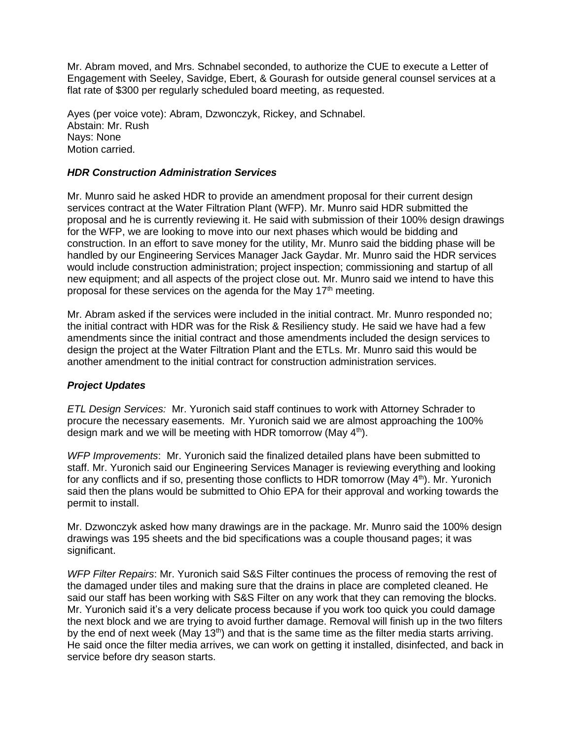Mr. Abram moved, and Mrs. Schnabel seconded, to authorize the CUE to execute a Letter of Engagement with Seeley, Savidge, Ebert, & Gourash for outside general counsel services at a flat rate of $300 per regularly scheduled board meeting, as requested.

Ayes (per voice vote): Abram, Dzwonczyk, Rickey, and Schnabel.
Abstain: Mr. Rush
Nays: None
Motion carried.

***HDR Construction Administration Services***

Mr. Munro said he asked HDR to provide an amendment proposal for their current design services contract at the Water Filtration Plant (WFP). Mr. Munro said HDR submitted the proposal and he is currently reviewing it. He said with submission of their 100% design drawings for the WFP, we are looking to move into our next phases which would be bidding and construction. In an effort to save money for the utility, Mr. Munro said the bidding phase will be handled by our Engineering Services Manager Jack Gaydar. Mr. Munro said the HDR services would include construction administration; project inspection; commissioning and startup of all new equipment; and all aspects of the project close out. Mr. Munro said we intend to have this proposal for these services on the agenda for the May 17th meeting.

Mr. Abram asked if the services were included in the initial contract. Mr. Munro responded no; the initial contract with HDR was for the Risk & Resiliency study. He said we have had a few amendments since the initial contract and those amendments included the design services to design the project at the Water Filtration Plant and the ETLs. Mr. Munro said this would be another amendment to the initial contract for construction administration services.

***Project Updates***

*ETL Design Services:* Mr. Yuronich said staff continues to work with Attorney Schrader to procure the necessary easements. Mr. Yuronich said we are almost approaching the 100% design mark and we will be meeting with HDR tomorrow (May 4th).

*WFP Improvements*: Mr. Yuronich said the finalized detailed plans have been submitted to staff. Mr. Yuronich said our Engineering Services Manager is reviewing everything and looking for any conflicts and if so, presenting those conflicts to HDR tomorrow (May 4th). Mr. Yuronich said then the plans would be submitted to Ohio EPA for their approval and working towards the permit to install.

Mr. Dzwonczyk asked how many drawings are in the package. Mr. Munro said the 100% design drawings was 195 sheets and the bid specifications was a couple thousand pages; it was significant.

*WFP Filter Repairs*: Mr. Yuronich said S&S Filter continues the process of removing the rest of the damaged under tiles and making sure that the drains in place are completed cleaned. He said our staff has been working with S&S Filter on any work that they can removing the blocks. Mr. Yuronich said it's a very delicate process because if you work too quick you could damage the next block and we are trying to avoid further damage. Removal will finish up in the two filters by the end of next week (May 13th) and that is the same time as the filter media starts arriving. He said once the filter media arrives, we can work on getting it installed, disinfected, and back in service before dry season starts.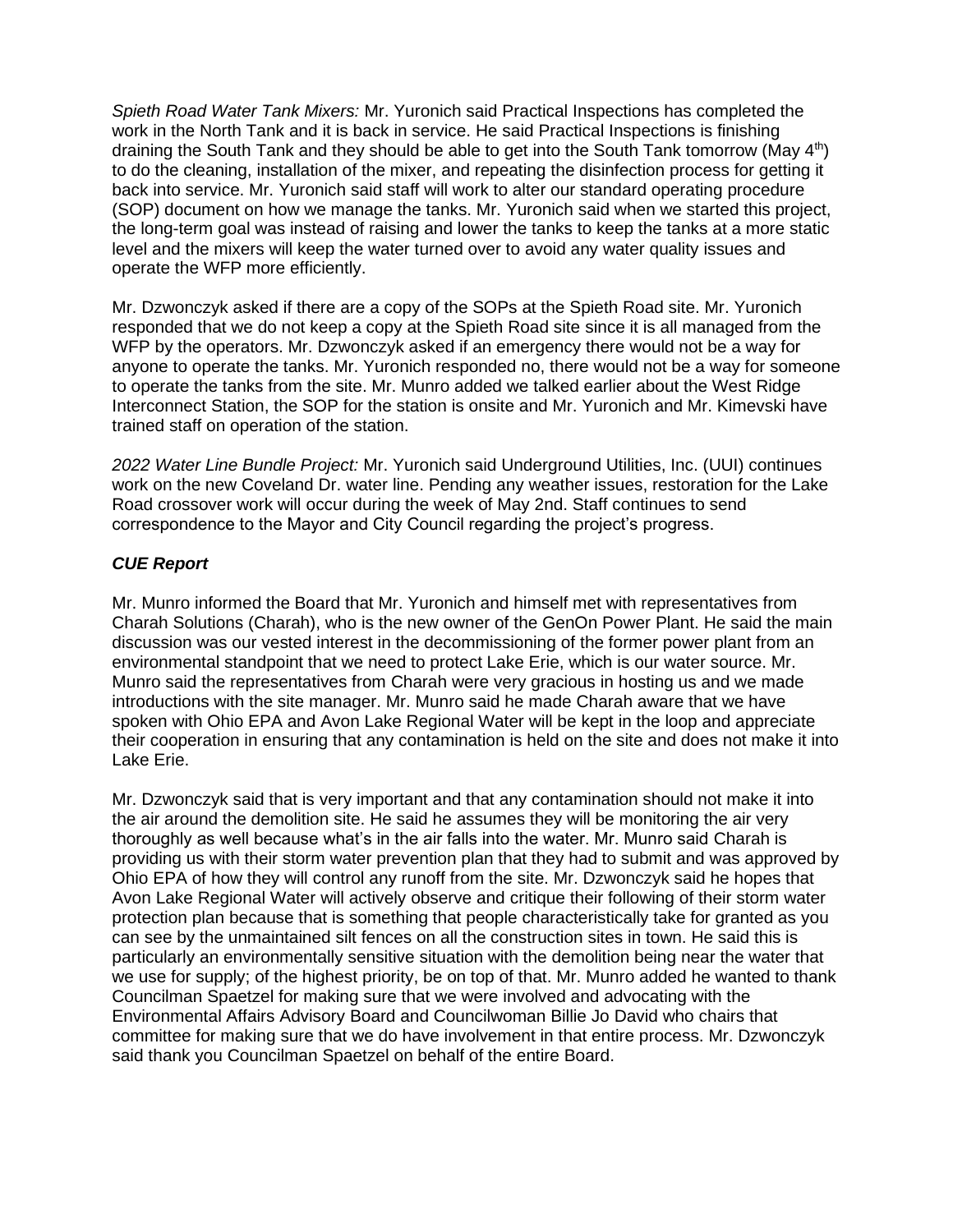*Spieth Road Water Tank Mixers:* Mr. Yuronich said Practical Inspections has completed the work in the North Tank and it is back in service. He said Practical Inspections is finishing draining the South Tank and they should be able to get into the South Tank tomorrow (May 4th) to do the cleaning, installation of the mixer, and repeating the disinfection process for getting it back into service. Mr. Yuronich said staff will work to alter our standard operating procedure (SOP) document on how we manage the tanks. Mr. Yuronich said when we started this project, the long-term goal was instead of raising and lower the tanks to keep the tanks at a more static level and the mixers will keep the water turned over to avoid any water quality issues and operate the WFP more efficiently.

Mr. Dzwonczyk asked if there are a copy of the SOPs at the Spieth Road site. Mr. Yuronich responded that we do not keep a copy at the Spieth Road site since it is all managed from the WFP by the operators. Mr. Dzwonczyk asked if an emergency there would not be a way for anyone to operate the tanks. Mr. Yuronich responded no, there would not be a way for someone to operate the tanks from the site. Mr. Munro added we talked earlier about the West Ridge Interconnect Station, the SOP for the station is onsite and Mr. Yuronich and Mr. Kimevski have trained staff on operation of the station.

*2022 Water Line Bundle Project:* Mr. Yuronich said Underground Utilities, Inc. (UUI) continues work on the new Coveland Dr. water line. Pending any weather issues, restoration for the Lake Road crossover work will occur during the week of May 2nd. Staff continues to send correspondence to the Mayor and City Council regarding the project's progress.

***CUE Report***

Mr. Munro informed the Board that Mr. Yuronich and himself met with representatives from Charah Solutions (Charah), who is the new owner of the GenOn Power Plant. He said the main discussion was our vested interest in the decommissioning of the former power plant from an environmental standpoint that we need to protect Lake Erie, which is our water source. Mr. Munro said the representatives from Charah were very gracious in hosting us and we made introductions with the site manager. Mr. Munro said he made Charah aware that we have spoken with Ohio EPA and Avon Lake Regional Water will be kept in the loop and appreciate their cooperation in ensuring that any contamination is held on the site and does not make it into Lake Erie.

Mr. Dzwonczyk said that is very important and that any contamination should not make it into the air around the demolition site. He said he assumes they will be monitoring the air very thoroughly as well because what's in the air falls into the water. Mr. Munro said Charah is providing us with their storm water prevention plan that they had to submit and was approved by Ohio EPA of how they will control any runoff from the site. Mr. Dzwonczyk said he hopes that Avon Lake Regional Water will actively observe and critique their following of their storm water protection plan because that is something that people characteristically take for granted as you can see by the unmaintained silt fences on all the construction sites in town. He said this is particularly an environmentally sensitive situation with the demolition being near the water that we use for supply; of the highest priority, be on top of that. Mr. Munro added he wanted to thank Councilman Spaetzel for making sure that we were involved and advocating with the Environmental Affairs Advisory Board and Councilwoman Billie Jo David who chairs that committee for making sure that we do have involvement in that entire process. Mr. Dzwonczyk said thank you Councilman Spaetzel on behalf of the entire Board.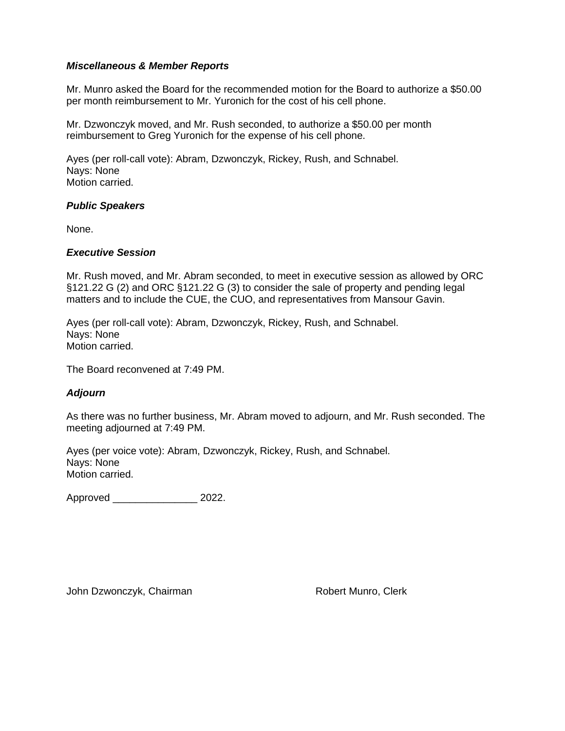***Miscellaneous & Member Reports***

Mr. Munro asked the Board for the recommended motion for the Board to authorize a $50.00 per month reimbursement to Mr. Yuronich for the cost of his cell phone.

Mr. Dzwonczyk moved, and Mr. Rush seconded, to authorize a $50.00 per month reimbursement to Greg Yuronich for the expense of his cell phone.

Ayes (per roll-call vote): Abram, Dzwonczyk, Rickey, Rush, and Schnabel.
Nays: None
Motion carried.

***Public Speakers***

None.

***Executive Session***

Mr. Rush moved, and Mr. Abram seconded, to meet in executive session as allowed by ORC §121.22 G (2) and ORC §121.22 G (3) to consider the sale of property and pending legal matters and to include the CUE, the CUO, and representatives from Mansour Gavin.

Ayes (per roll-call vote): Abram, Dzwonczyk, Rickey, Rush, and Schnabel.
Nays: None
Motion carried.

The Board reconvened at 7:49 PM.

***Adjourn***

As there was no further business, Mr. Abram moved to adjourn, and Mr. Rush seconded. The meeting adjourned at 7:49 PM.

Ayes (per voice vote): Abram, Dzwonczyk, Rickey, Rush, and Schnabel.
Nays: None
Motion carried.

Approved _______________ 2022.

John Dzwonczyk, Chairman

Robert Munro, Clerk